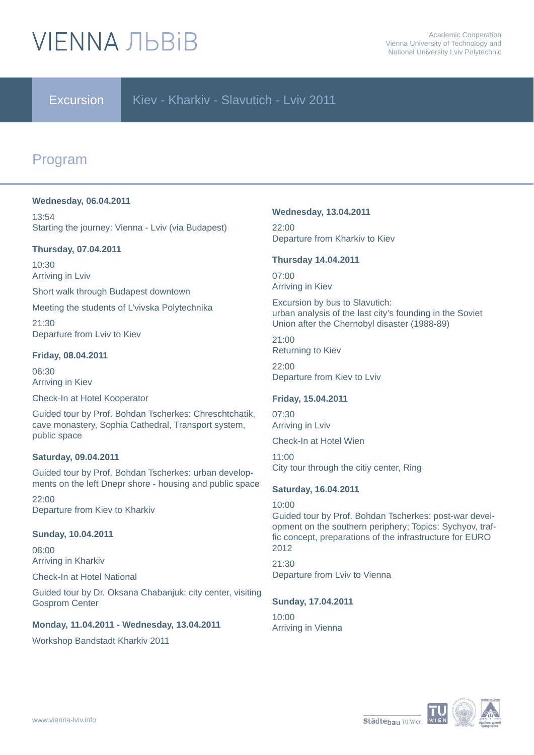# VIENNA ЛЬВіВ

Academic Cooperation
Vienna University of Technology and
National University Lviv Polytechnic

**Excursion** Kiev - Kharkiv - Slavutich - Lviv 2011

## Program

### Wednesday, 06.04.2011

13:54
Starting the journey: Vienna - Lviv (via Budapest)

### Thursday, 07.04.2011

10:30
Arriving in Lviv

Short walk through Budapest downtown

Meeting the students of L'vivska Polytechnika

21:30
Departure from Lviv to Kiev

### Friday, 08.04.2011

06:30
Arriving in Kiev

Check-In at Hotel Kooperator

Guided tour by Prof. Bohdan Tscherkes: Chreschtchatik, cave monastery, Sophia Cathedral, Transport system, public space

### Saturday, 09.04.2011

Guided tour by Prof. Bohdan Tscherkes: urban developments on the left Dnepr shore - housing and public space

22:00
Departure from Kiev to Kharkiv

### Sunday, 10.04.2011

08:00
Arriving in Kharkiv

Check-In at Hotel National

Guided tour by Dr. Oksana Chabanjuk: city center, visiting Gosprom Center

### Monday, 11.04.2011 - Wednesday, 13.04.2011

Workshop Bandstadt Kharkiv 2011

### Wednesday, 13.04.2011

22:00
Departure from Kharkiv to Kiev

### Thursday 14.04.2011

07:00
Arriving in Kiev

Excursion by bus to Slavutich:
urban analysis of the last city's founding in the Soviet Union after the Chernobyl disaster (1988-89)

21:00
Returning to Kiev

22:00
Departure from Kiev to Lviv

### Friday, 15.04.2011

07:30
Arriving in Lviv

Check-In at Hotel Wien

11:00
City tour through the citiy center, Ring

### Saturday, 16.04.2011

10:00
Guided tour by Prof. Bohdan Tscherkes: post-war development on the southern periphery; Topics: Sychyov, traffic concept, preparations of the infrastructure for EURO 2012

21:30
Departure from Lviv to Vienna

### Sunday, 17.04.2011

10:00
Arriving in Vienna

www.vienna-lviv.info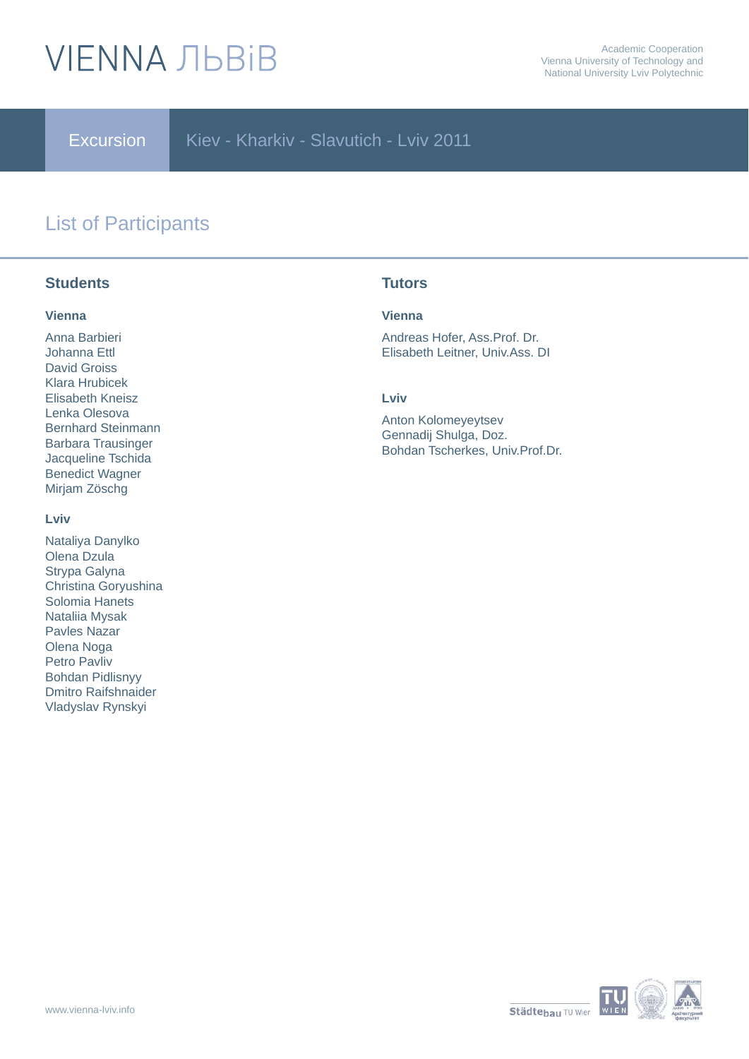# VIENNA ЛЬВіВ

Academic Cooperation
Vienna University of Technology and
National University Lviv Polytechnic

Excursion Kiev - Kharkiv - Slavutich - Lviv 2011

## List of Participants

### Students

#### Vienna

Anna Barbieri
Johanna Ettl
David Groiss
Klara Hrubicek
Elisabeth Kneisz
Lenka Olesova
Bernhard Steinmann
Barbara Trausinger
Jacqueline Tschida
Benedict Wagner
Mirjam Zöschg

#### Lviv

Nataliya Danylko
Olena Dzula
Strypa Galyna
Christina Goryushina
Solomia Hanets
Nataliia Mysak
Pavles Nazar
Olena Noga
Petro Pavliv
Bohdan Pidlisnyy
Dmitro Raifshnaider
Vladyslav Rynskyi

### Tutors

#### Vienna

Andreas Hofer, Ass.Prof. Dr.
Elisabeth Leitner, Univ.Ass. DI

#### Lviv

Anton Kolomeyeytsev
Gennadij Shulga, Doz.
Bohdan Tscherkes, Univ.Prof.Dr.

www.vienna-lviv.info